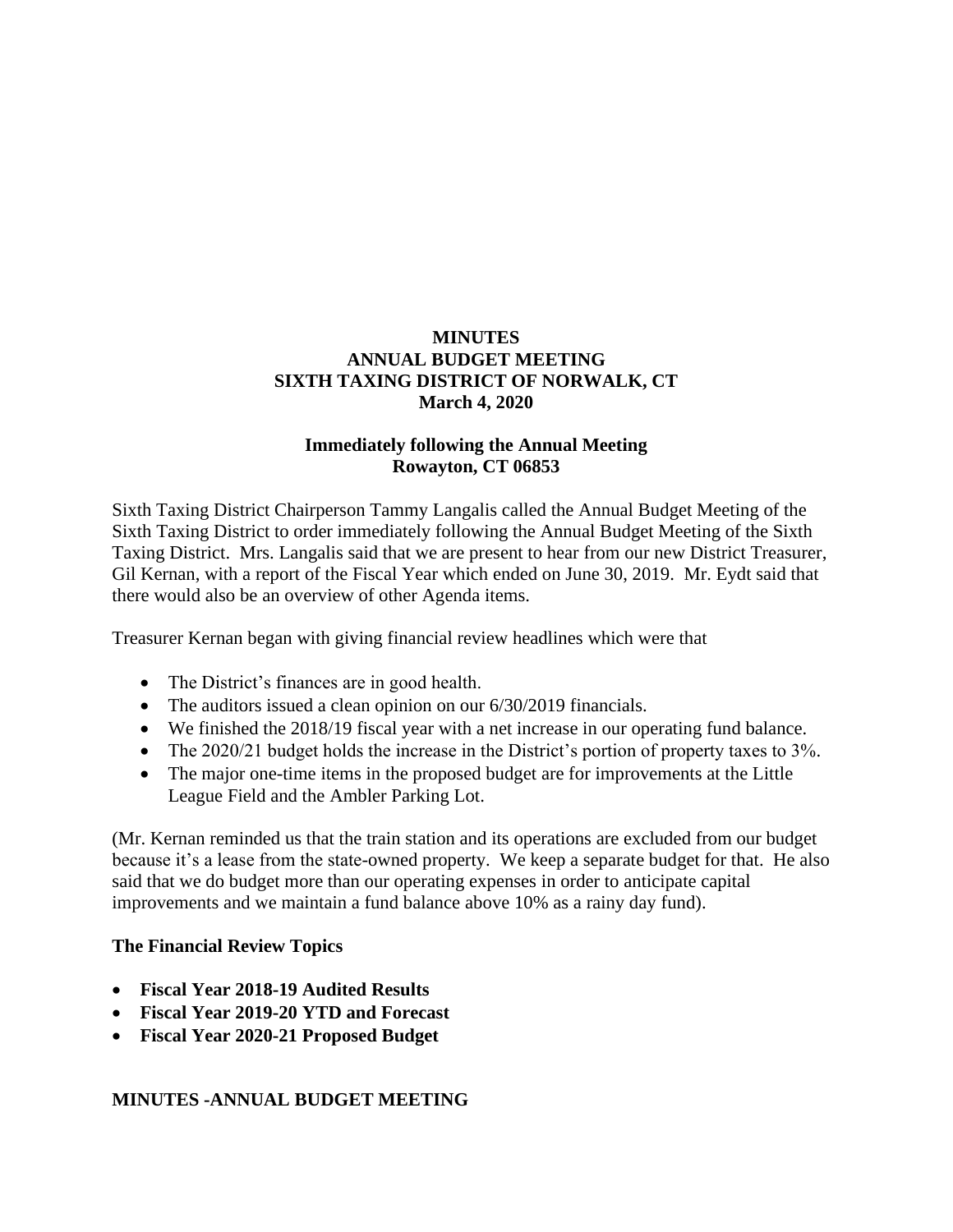# MINUTES
# ANNUAL BUDGET MEETING
# SIXTH TAXING DISTRICT OF NORWALK, CT
# March 4, 2020

**Immediately following the Annual Meeting**
**Rowayton, CT 06853**

Sixth Taxing District Chairperson Tammy Langalis called the Annual Budget Meeting of the Sixth Taxing District to order immediately following the Annual Budget Meeting of the Sixth Taxing District. Mrs. Langalis said that we are present to hear from our new District Treasurer, Gil Kernan, with a report of the Fiscal Year which ended on June 30, 2019. Mr. Eydt said that there would also be an overview of other Agenda items.

Treasurer Kernan began with giving financial review headlines which were that

- The District's finances are in good health.
- The auditors issued a clean opinion on our 6/30/2019 financials.
- We finished the 2018/19 fiscal year with a net increase in our operating fund balance.
- The 2020/21 budget holds the increase in the District's portion of property taxes to 3%.
- The major one-time items in the proposed budget are for improvements at the Little League Field and the Ambler Parking Lot.

(Mr. Kernan reminded us that the train station and its operations are excluded from our budget because it's a lease from the state-owned property. We keep a separate budget for that. He also said that we do budget more than our operating expenses in order to anticipate capital improvements and we maintain a fund balance above 10% as a rainy day fund).

**The Financial Review Topics**

- **Fiscal Year 2018-19 Audited Results**
- **Fiscal Year 2019-20 YTD and Forecast**
- **Fiscal Year 2020-21 Proposed Budget**

**MINUTES -ANNUAL BUDGET MEETING**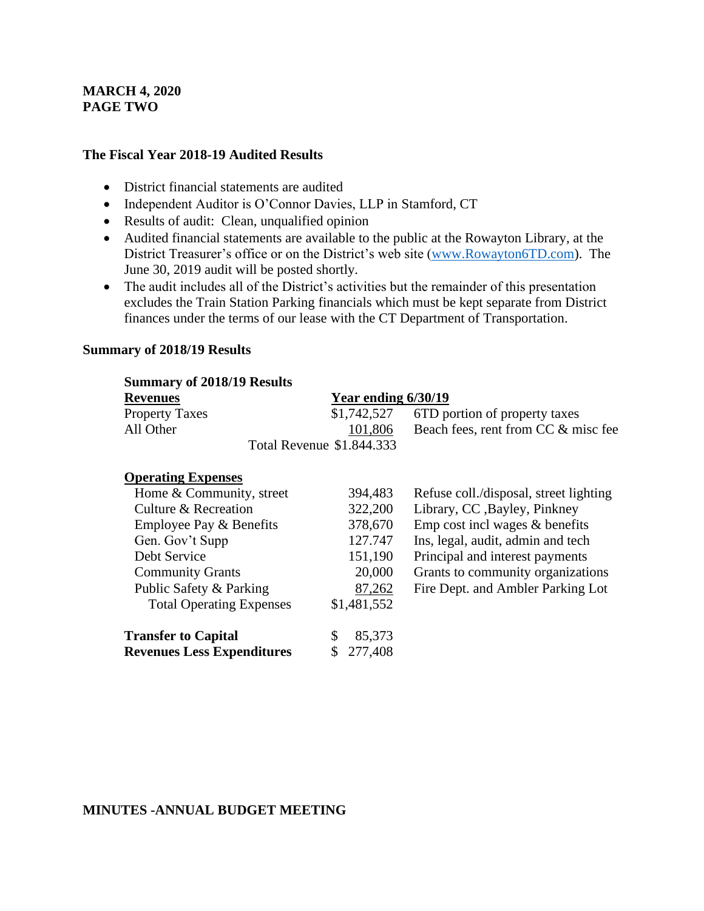**MARCH 4, 2020**
**PAGE TWO**

## The Fiscal Year 2018-19 Audited Results

- District financial statements are audited
- Independent Auditor is O'Connor Davies, LLP in Stamford, CT
- Results of audit: Clean, unqualified opinion
- Audited financial statements are available to the public at the Rowayton Library, at the District Treasurer's office or on the District's web site (www.Rowayton6TD.com). The June 30, 2019 audit will be posted shortly.
- The audit includes all of the District's activities but the remainder of this presentation excludes the Train Station Parking financials which must be kept separate from District finances under the terms of our lease with the CT Department of Transportation.

## Summary of 2018/19 Results

| **Summary of 2018/19 Results** | | |
|---|---|---|
| **Revenues** | **Year ending 6/30/19** | |
| Property Taxes | $1,742,527 | 6TD portion of property taxes |
| All Other | 101,806 | Beach fees, rent from CC & misc fee |
| Total Revenue | $1.844.333 | |
| | | |
| **Operating Expenses** | | |
| Home & Community, street | 394,483 | Refuse coll./disposal, street lighting |
| Culture & Recreation | 322,200 | Library, CC ,Bayley, Pinkney |
| Employee Pay & Benefits | 378,670 | Emp cost incl wages & benefits |
| Gen. Gov't Supp | 127.747 | Ins, legal, audit, admin and tech |
| Debt Service | 151,190 | Principal and interest payments |
| Community Grants | 20,000 | Grants to community organizations |
| Public Safety & Parking | 87,262 | Fire Dept. and Ambler Parking Lot |
| Total Operating Expenses | $1,481,552 | |
| | | |
| **Transfer to Capital** | $ 85,373 | |
| **Revenues Less Expenditures** | $ 277,408 | |

**MINUTES -ANNUAL BUDGET MEETING**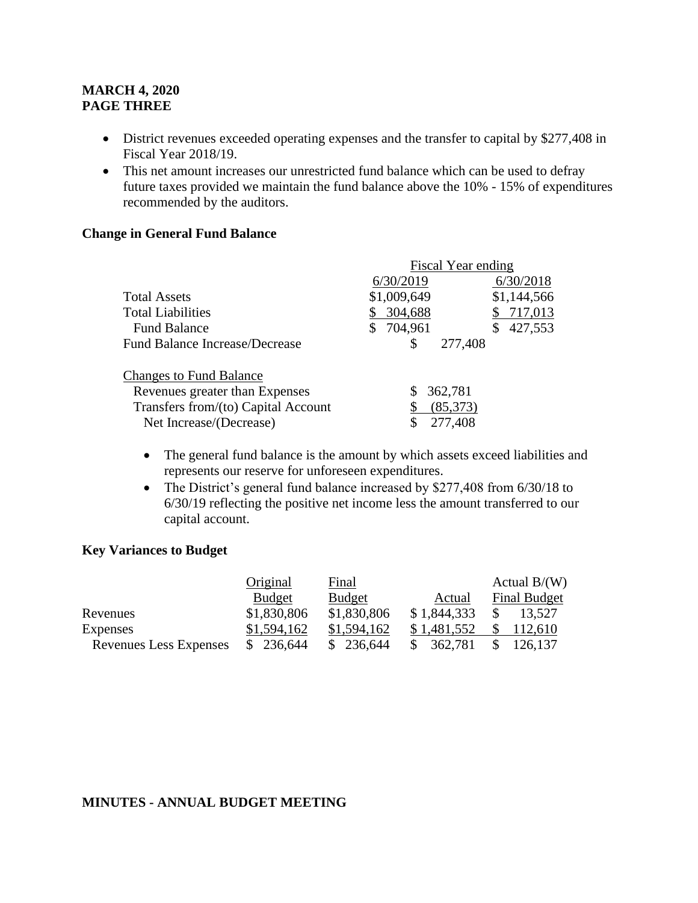**MARCH 4, 2020**
**PAGE THREE**

- District revenues exceeded operating expenses and the transfer to capital by $277,408 in Fiscal Year 2018/19.
- This net amount increases our unrestricted fund balance which can be used to defray future taxes provided we maintain the fund balance above the 10% - 15% of expenditures recommended by the auditors.

**Change in General Fund Balance**

| | Fiscal Year ending | |
|---|---|---|
| | 6/30/2019 | 6/30/2018 |
| Total Assets | $1,009,649 | $1,144,566 |
| Total Liabilities | $ 304,688 | $ 717,013 |
| Fund Balance | $ 704,961 | $ 427,553 |
| Fund Balance Increase/Decrease | $ 277,408 | |
| | | |
| Changes to Fund Balance | | |
| Revenues greater than Expenses | $ 362,781 | |
| Transfers from/(to) Capital Account | $ (85,373) | |
| Net Increase/(Decrease) | $ 277,408 | |

- The general fund balance is the amount by which assets exceed liabilities and represents our reserve for unforeseen expenditures.
- The District's general fund balance increased by $277,408 from 6/30/18 to 6/30/19 reflecting the positive net income less the amount transferred to our capital account.

**Key Variances to Budget**

| | Original Budget | Final Budget | Actual | Actual B/(W) Final Budget |
|---|---|---|---|---|
| Revenues | $1,830,806 | $1,830,806 | $ 1,844,333 | $ 13,527 |
| Expenses | $1,594,162 | $1,594,162 | $ 1,481,552 | $ 112,610 |
| Revenues Less Expenses | $ 236,644 | $ 236,644 | $ 362,781 | $ 126,137 |

**MINUTES - ANNUAL BUDGET MEETING**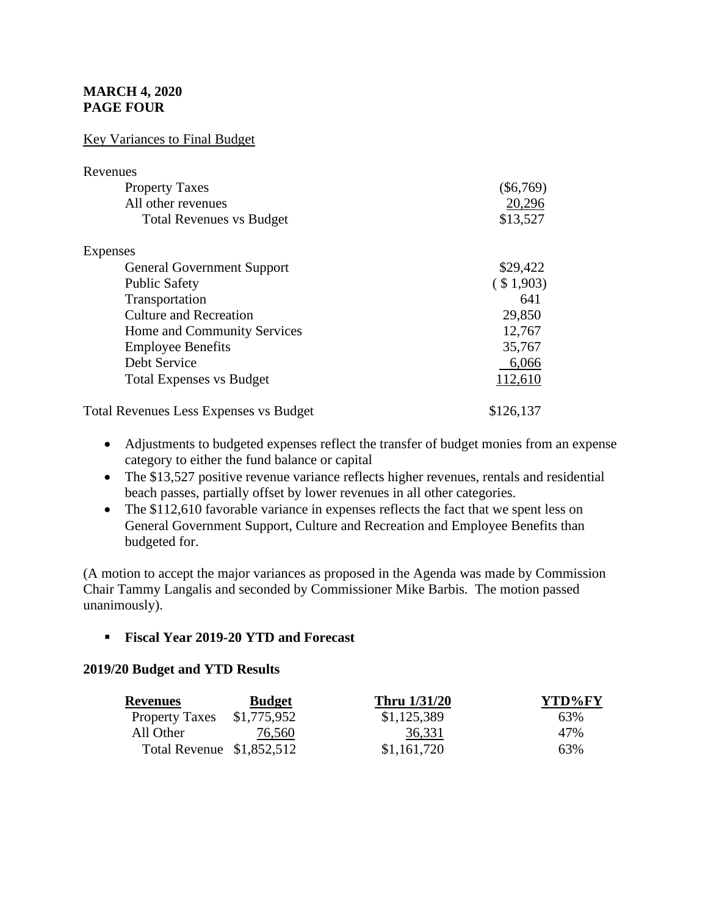**MARCH 4, 2020**
**PAGE FOUR**

Key Variances to Final Budget

| | |
|---|---|
| **Revenues** | |
| Property Taxes | ($6,769) |
| All other revenues | 20,296 |
| Total Revenues vs Budget | $13,527 |
| **Expenses** | |
| General Government Support | $29,422 |
| Public Safety | ( $ 1,903) |
| Transportation | 641 |
| Culture and Recreation | 29,850 |
| Home and Community Services | 12,767 |
| Employee Benefits | 35,767 |
| Debt Service | 6,066 |
| Total Expenses vs Budget | 112,610 |
| Total Revenues Less Expenses vs Budget | $126,137 |

- Adjustments to budgeted expenses reflect the transfer of budget monies from an expense category to either the fund balance or capital
- The $13,527 positive revenue variance reflects higher revenues, rentals and residential beach passes, partially offset by lower revenues in all other categories.
- The $112,610 favorable variance in expenses reflects the fact that we spent less on General Government Support, Culture and Recreation and Employee Benefits than budgeted for.

(A motion to accept the major variances as proposed in the Agenda was made by Commission Chair Tammy Langalis and seconded by Commissioner Mike Barbis. The motion passed unanimously).

- **Fiscal Year 2019-20 YTD and Forecast**

**2019/20 Budget and YTD Results**

| Revenues | Budget | Thru 1/31/20 | YTD%FY |
|---|---|---|---|
| Property Taxes | $1,775,952 | $1,125,389 | 63% |
| All Other | 76,560 | 36,331 | 47% |
| Total Revenue | $1,852,512 | $1,161,720 | 63% |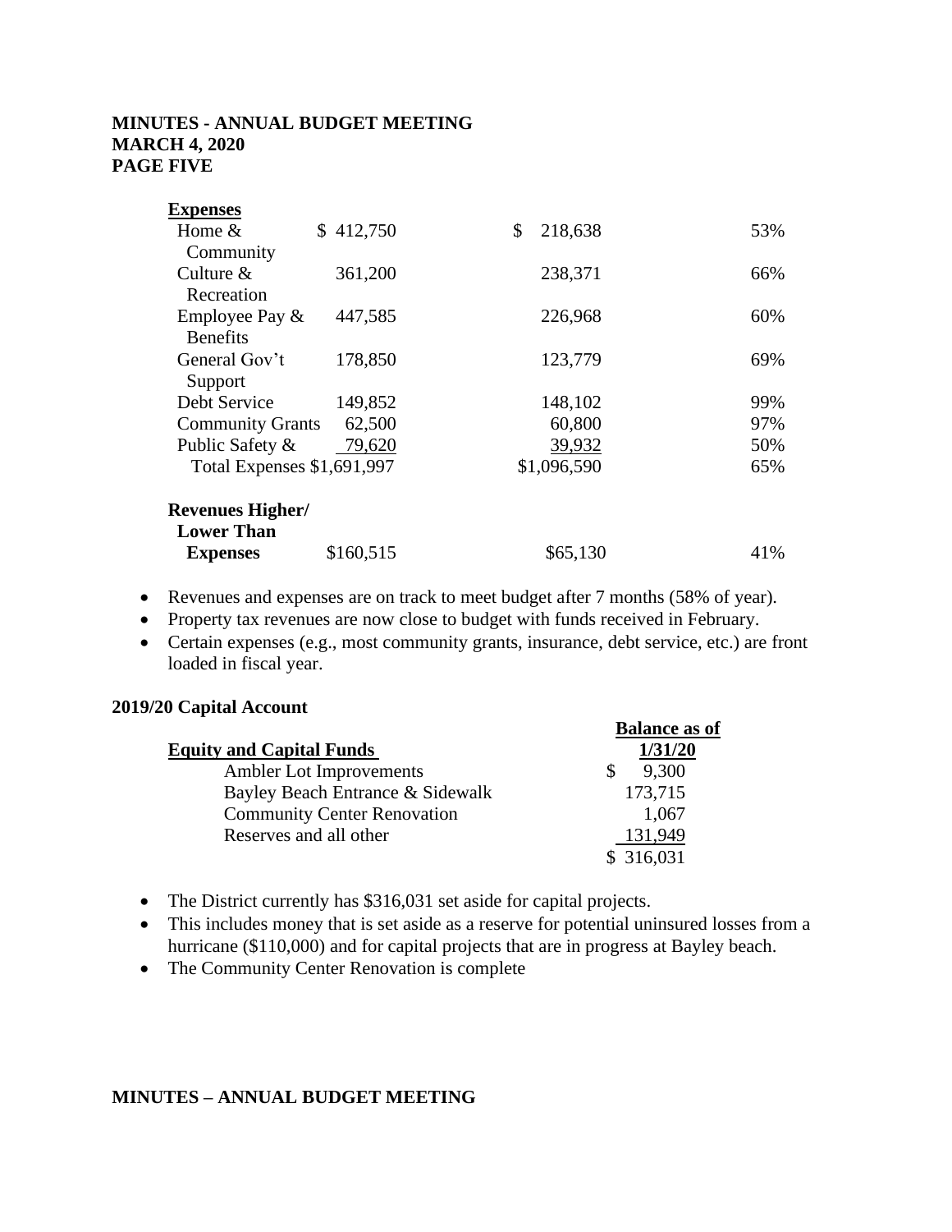| **Expenses** | | | |
|---|---|---|---|
| Home & Community | $ 412,750 | $ 218,638 | 53% |
| Culture & Recreation | 361,200 | 238,371 | 66% |
| Employee Pay & Benefits | 447,585 | 226,968 | 60% |
| General Gov't Support | 178,850 | 123,779 | 69% |
| Debt Service | 149,852 | 148,102 | 99% |
| Community Grants | 62,500 | 60,800 | 97% |
| Public Safety & | 79,620 | 39,932 | 50% |
| Total Expenses | $1,691,997 | $1,096,590 | 65% |
| **Revenues Higher/ Lower Than Expenses** | $160,515 | $65,130 | 41% |

- Revenues and expenses are on track to meet budget after 7 months (58% of year).
- Property tax revenues are now close to budget with funds received in February.
- Certain expenses (e.g., most community grants, insurance, debt service, etc.) are front loaded in fiscal year.

**2019/20 Capital Account**

| **Equity and Capital Funds** | **Balance as of 1/31/20** |
|---|---|
| Ambler Lot Improvements | $ 9,300 |
| Bayley Beach Entrance & Sidewalk | 173,715 |
| Community Center Renovation | 1,067 |
| Reserves and all other | 131,949 |
| | $ 316,031 |

- The District currently has $316,031 set aside for capital projects.
- This includes money that is set aside as a reserve for potential uninsured losses from a hurricane ($110,000) and for capital projects that are in progress at Bayley beach.
- The Community Center Renovation is complete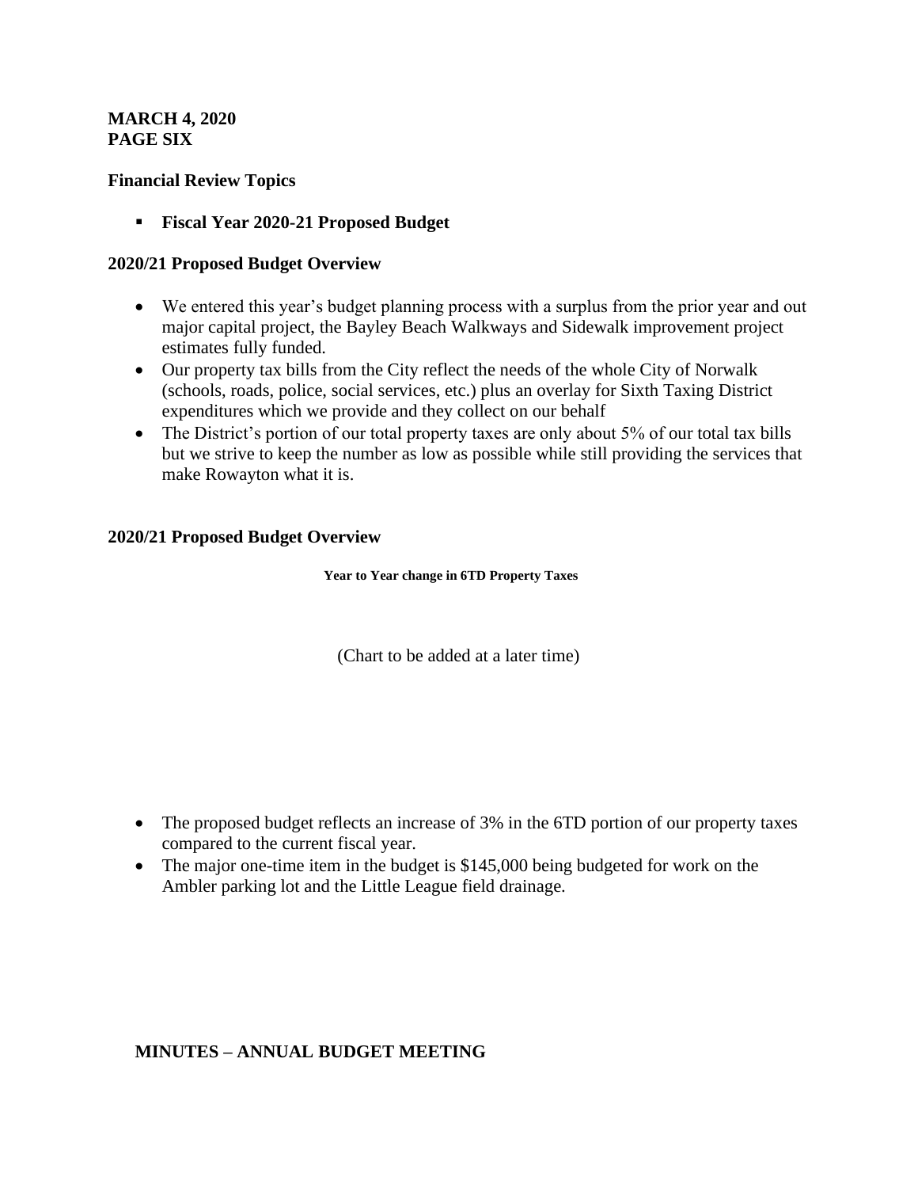**Financial Review Topics**

- **Fiscal Year 2020-21 Proposed Budget**

**2020/21 Proposed Budget Overview**

- We entered this year's budget planning process with a surplus from the prior year and out major capital project, the Bayley Beach Walkways and Sidewalk improvement project estimates fully funded.
- Our property tax bills from the City reflect the needs of the whole City of Norwalk (schools, roads, police, social services, etc.) plus an overlay for Sixth Taxing District expenditures which we provide and they collect on our behalf
- The District's portion of our total property taxes are only about 5% of our total tax bills but we strive to keep the number as low as possible while still providing the services that make Rowayton what it is.

**2020/21 Proposed Budget Overview**

**Year to Year change in 6TD Property Taxes**

(Chart to be added at a later time)

- The proposed budget reflects an increase of 3% in the 6TD portion of our property taxes compared to the current fiscal year.
- The major one-time item in the budget is $145,000 being budgeted for work on the Ambler parking lot and the Little League field drainage.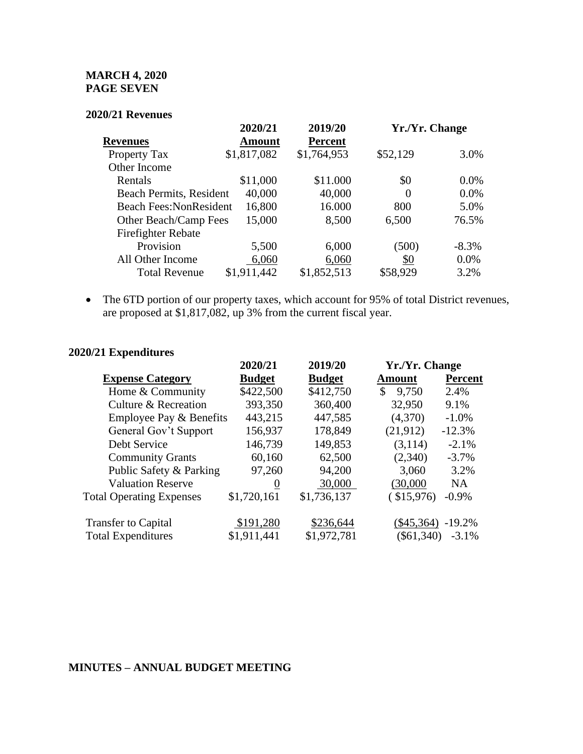**MARCH 4, 2020**
**PAGE SEVEN**

**2020/21 Revenues**

| Revenues | 2020/21 Amount | 2019/20 Percent | Yr./Yr. Change | |
|---|---|---|---|---|
| Property Tax | $1,817,082 | $1,764,953 | $52,129 | 3.0% |
| Other Income | | | | |
| Rentals | $11,000 | $11.000 | $0 | 0.0% |
| Beach Permits, Resident | 40,000 | 40,000 | 0 | 0.0% |
| Beach Fees:NonResident | 16,800 | 16.000 | 800 | 5.0% |
| Other Beach/Camp Fees | 15,000 | 8,500 | 6,500 | 76.5% |
| Firefighter Rebate Provision | 5,500 | 6,000 | (500) | -8.3% |
| All Other Income | 6,060 | 6,060 | $0 | 0.0% |
| Total Revenue | $1,911,442 | $1,852,513 | $58,929 | 3.2% |

- The 6TD portion of our property taxes, which account for 95% of total District revenues, are proposed at $1,817,082, up 3% from the current fiscal year.

**2020/21 Expenditures**

| Expense Category | 2020/21 Budget | 2019/20 Budget | Yr./Yr. Change Amount | Percent |
|---|---|---|---|---|
| Home & Community | $422,500 | $412,750 | $ 9,750 | 2.4% |
| Culture & Recreation | 393,350 | 360,400 | 32,950 | 9.1% |
| Employee Pay & Benefits | 443,215 | 447,585 | (4,370) | -1.0% |
| General Gov't Support | 156,937 | 178,849 | (21,912) | -12.3% |
| Debt Service | 146,739 | 149,853 | (3,114) | -2.1% |
| Community Grants | 60,160 | 62,500 | (2,340) | -3.7% |
| Public Safety & Parking | 97,260 | 94,200 | 3,060 | 3.2% |
| Valuation Reserve | 0 | 30,000 | (30,000 | NA |
| Total Operating Expenses | $1,720,161 | $1,736,137 | ( $15,976) | -0.9% |
| Transfer to Capital | $191,280 | $236,644 | ($45,364) | -19.2% |
| Total Expenditures | $1,911,441 | $1,972,781 | ($61,340) | -3.1% |

**MINUTES – ANNUAL BUDGET MEETING**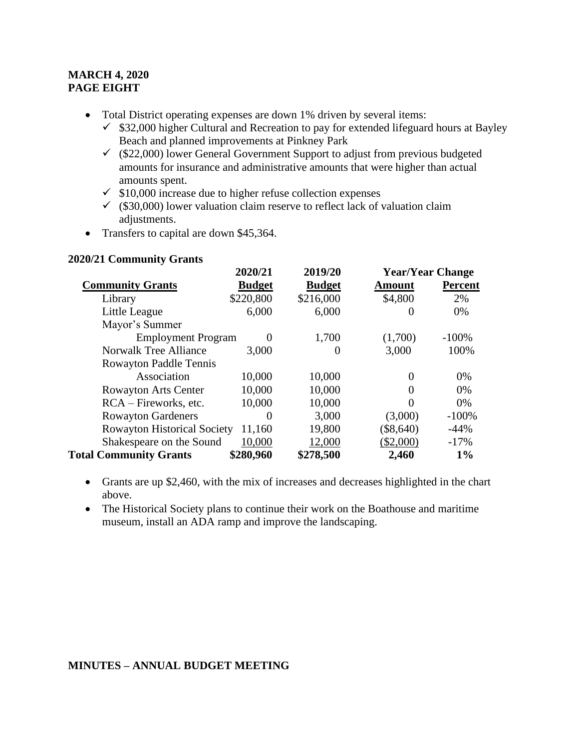**MARCH 4, 2020**
**PAGE EIGHT**

- Total District operating expenses are down 1% driven by several items:
  - ✓ $32,000 higher Cultural and Recreation to pay for extended lifeguard hours at Bayley Beach and planned improvements at Pinkney Park
  - ✓ ($22,000) lower General Government Support to adjust from previous budgeted amounts for insurance and administrative amounts that were higher than actual amounts spent.
  - ✓ $10,000 increase due to higher refuse collection expenses
  - ✓ ($30,000) lower valuation claim reserve to reflect lack of valuation claim adjustments.
- Transfers to capital are down $45,364.

**2020/21 Community Grants**

| Community Grants | 2020/21 Budget | 2019/20 Budget | Year/Year Change Amount | Year/Year Change Percent |
|---|---|---|---|---|
| Library | $220,800 | $216,000 | $4,800 | 2% |
| Little League | 6,000 | 6,000 | 0 | 0% |
| Mayor's Summer Employment Program | 0 | 1,700 | (1,700) | -100% |
| Norwalk Tree Alliance | 3,000 | 0 | 3,000 | 100% |
| Rowayton Paddle Tennis Association | 10,000 | 10,000 | 0 | 0% |
| Rowayton Arts Center | 10,000 | 10,000 | 0 | 0% |
| RCA – Fireworks, etc. | 10,000 | 10,000 | 0 | 0% |
| Rowayton Gardeners | 0 | 3,000 | (3,000) | -100% |
| Rowayton Historical Society | 11,160 | 19,800 | ($8,640) | -44% |
| Shakespeare on the Sound | 10,000 | 12,000 | ($2,000) | -17% |
| **Total Community Grants** | **$280,960** | **$278,500** | **2,460** | **1%** |

- Grants are up $2,460, with the mix of increases and decreases highlighted in the chart above.
- The Historical Society plans to continue their work on the Boathouse and maritime museum, install an ADA ramp and improve the landscaping.

**MINUTES – ANNUAL BUDGET MEETING**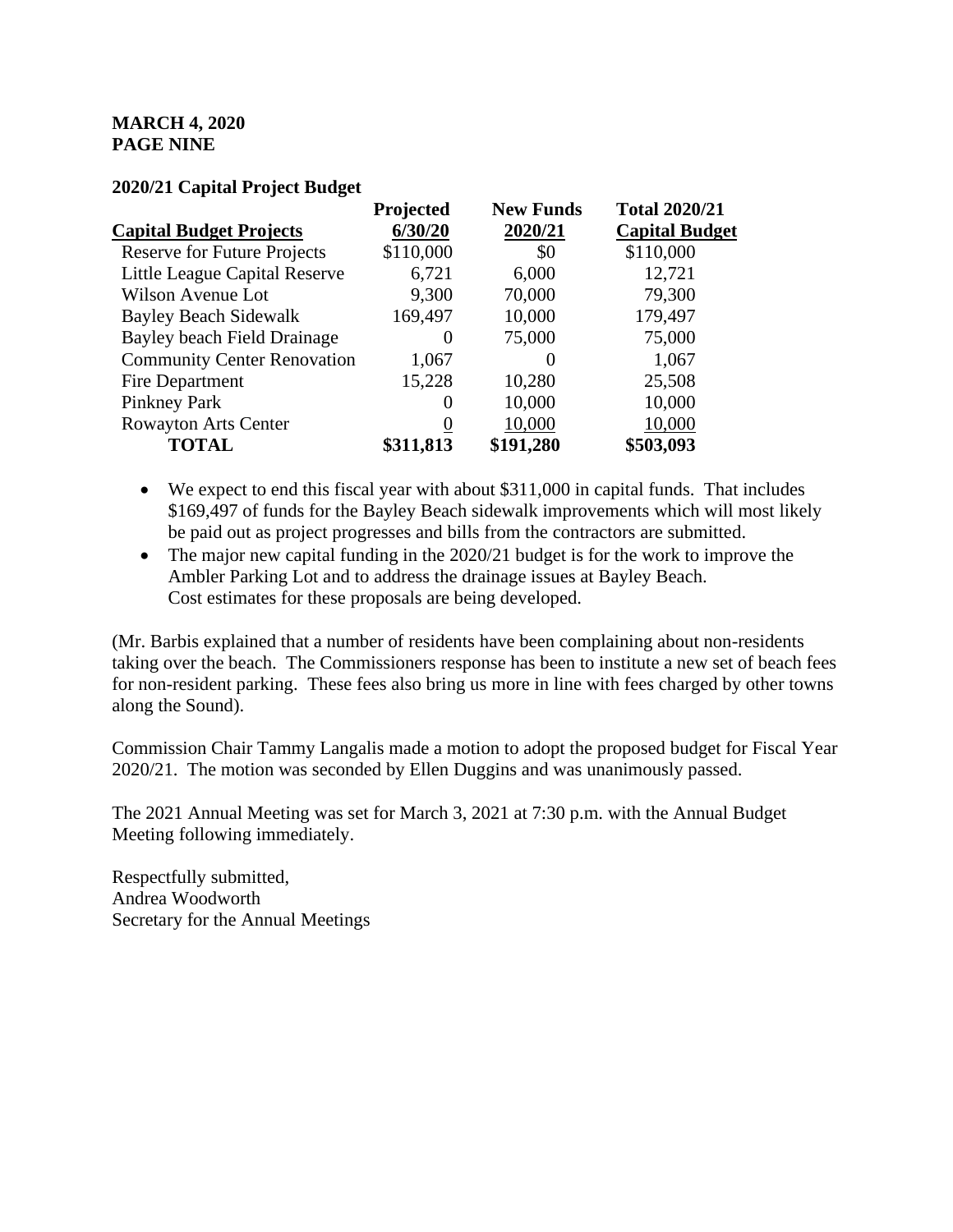**MARCH 4, 2020**
**PAGE NINE**

**2020/21 Capital Project Budget**

| Capital Budget Projects | Projected 6/30/20 | New Funds 2020/21 | Total 2020/21 Capital Budget |
|---|---|---|---|
| Reserve for Future Projects | $110,000 | $0 | $110,000 |
| Little League Capital Reserve | 6,721 | 6,000 | 12,721 |
| Wilson Avenue Lot | 9,300 | 70,000 | 79,300 |
| Bayley Beach Sidewalk | 169,497 | 10,000 | 179,497 |
| Bayley beach Field Drainage | 0 | 75,000 | 75,000 |
| Community Center Renovation | 1,067 | 0 | 1,067 |
| Fire Department | 15,228 | 10,280 | 25,508 |
| Pinkney Park | 0 | 10,000 | 10,000 |
| Rowayton Arts Center | 0 | 10,000 | 10,000 |
| **TOTAL** | **$311,813** | **$191,280** | **$503,093** |

- We expect to end this fiscal year with about $311,000 in capital funds. That includes $169,497 of funds for the Bayley Beach sidewalk improvements which will most likely be paid out as project progresses and bills from the contractors are submitted.
- The major new capital funding in the 2020/21 budget is for the work to improve the Ambler Parking Lot and to address the drainage issues at Bayley Beach.
  Cost estimates for these proposals are being developed.

(Mr. Barbis explained that a number of residents have been complaining about non-residents taking over the beach. The Commissioners response has been to institute a new set of beach fees for non-resident parking. These fees also bring us more in line with fees charged by other towns along the Sound).

Commission Chair Tammy Langalis made a motion to adopt the proposed budget for Fiscal Year 2020/21. The motion was seconded by Ellen Duggins and was unanimously passed.

The 2021 Annual Meeting was set for March 3, 2021 at 7:30 p.m. with the Annual Budget Meeting following immediately.

Respectfully submitted,
Andrea Woodworth
Secretary for the Annual Meetings